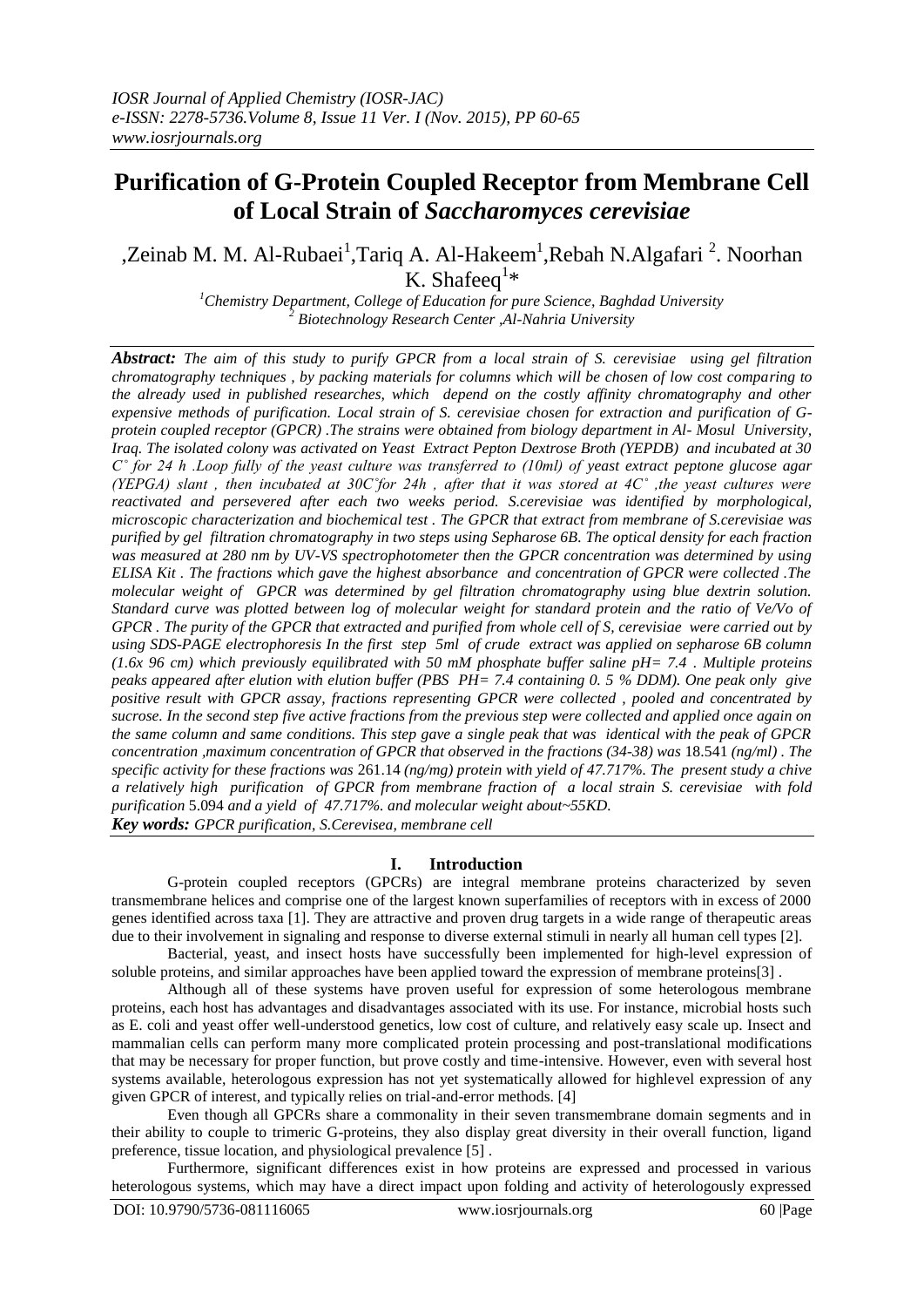*IOSR Journal of Applied Chemistry (IOSR-JAC)*
*e-ISSN: 2278-5736.Volume 8, Issue 11 Ver. I (Nov. 2015), PP 60-65*
*www.iosrjournals.org*

# Purification of G-Protein Coupled Receptor from Membrane Cell of Local Strain of *Saccharomyces cerevisiae*

,Zeinab M. M. Al-Rubaei[1],Tariq A. Al-Hakeem[1],Rebah N.Algafari [2]. Noorhan K. Shafeeq[1]*

[1]*Chemistry Department, College of Education for pure Science, Baghdad University*
[2] *Biotechnology Research Center ,Al-Nahria University*

***Abstract:*** *The aim of this study to purify GPCR from a local strain of S. cerevisiae using gel filtration chromatography techniques , by packing materials for columns which will be chosen of low cost comparing to the already used in published researches, which depend on the costly affinity chromatography and other expensive methods of purification. Local strain of S. cerevisiae chosen for extraction and purification of G-protein coupled receptor (GPCR) .The strains were obtained from biology department in Al- Mosul University, Iraq. The isolated colony was activated on Yeast Extract Pepton Dextrose Broth (YEPDB) and incubated at 30 C° for 24 h .Loop fully of the yeast culture was transferred to (10ml) of yeast extract peptone glucose agar (YEPGA) slant , then incubated at 30C°for 24h , after that it was stored at 4C° ,the yeast cultures were reactivated and persevered after each two weeks period. S.cerevisiae was identified by morphological, microscopic characterization and biochemical test . The GPCR that extract from membrane of S.cerevisiae was purified by gel filtration chromatography in two steps using Sepharose 6B. The optical density for each fraction was measured at 280 nm by UV-VS spectrophotometer then the GPCR concentration was determined by using ELISA Kit . The fractions which gave the highest absorbance and concentration of GPCR were collected .The molecular weight of GPCR was determined by gel filtration chromatography using blue dextrin solution. Standard curve was plotted between log of molecular weight for standard protein and the ratio of Ve/Vo of GPCR . The purity of the GPCR that extracted and purified from whole cell of S, cerevisiae were carried out by using SDS-PAGE electrophoresis In the first step 5ml of crude extract was applied on sepharose 6B column (1.6x 96 cm) which previously equilibrated with 50 mM phosphate buffer saline pH= 7.4 . Multiple proteins peaks appeared after elution with elution buffer (PBS PH= 7.4 containing 0. 5 % DDM). One peak only give positive result with GPCR assay, fractions representing GPCR were collected , pooled and concentrated by sucrose. In the second step five active fractions from the previous step were collected and applied once again on the same column and same conditions. This step gave a single peak that was identical with the peak of GPCR concentration ,maximum concentration of GPCR that observed in the fractions (34-38) was* 18.541 *(ng/ml) . The specific activity for these fractions was* 261.14 *(ng/mg) protein with yield of 47.717%. The present study a chive a relatively high purification of GPCR from membrane fraction of a local strain S. cerevisiae with fold purification* 5.094 *and a yield of 47.717%. and molecular weight about~55KD.*

***Key words:*** *GPCR purification, S.Cerevisea, membrane cell*

## I. Introduction

G-protein coupled receptors (GPCRs) are integral membrane proteins characterized by seven transmembrane helices and comprise one of the largest known superfamilies of receptors with in excess of 2000 genes identified across taxa [1]. They are attractive and proven drug targets in a wide range of therapeutic areas due to their involvement in signaling and response to diverse external stimuli in nearly all human cell types [2].

Bacterial, yeast, and insect hosts have successfully been implemented for high-level expression of soluble proteins, and similar approaches have been applied toward the expression of membrane proteins[3] .

Although all of these systems have proven useful for expression of some heterologous membrane proteins, each host has advantages and disadvantages associated with its use. For instance, microbial hosts such as E. coli and yeast offer well-understood genetics, low cost of culture, and relatively easy scale up. Insect and mammalian cells can perform many more complicated protein processing and post-translational modifications that may be necessary for proper function, but prove costly and time-intensive. However, even with several host systems available, heterologous expression has not yet systematically allowed for highlevel expression of any given GPCR of interest, and typically relies on trial-and-error methods. [4]

Even though all GPCRs share a commonality in their seven transmembrane domain segments and in their ability to couple to trimeric G-proteins, they also display great diversity in their overall function, ligand preference, tissue location, and physiological prevalence [5] .

Furthermore, significant differences exist in how proteins are expressed and processed in various heterologous systems, which may have a direct impact upon folding and activity of heterologously expressed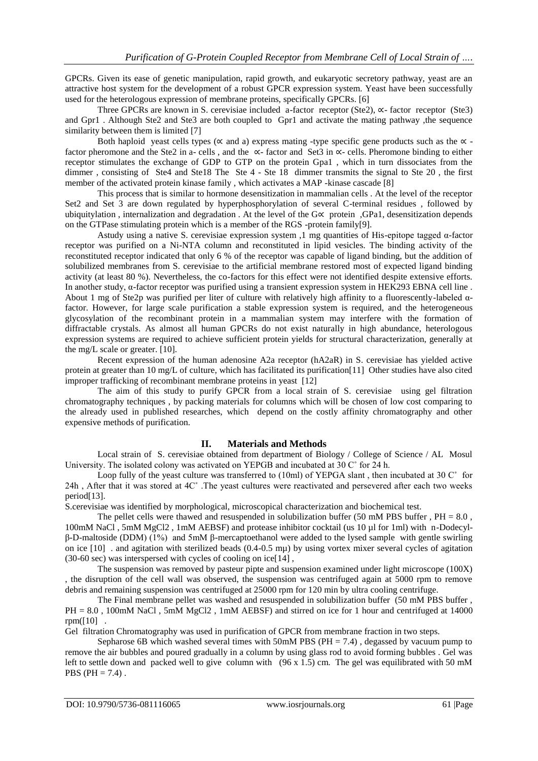GPCRs. Given its ease of genetic manipulation, rapid growth, and eukaryotic secretory pathway, yeast are an attractive host system for the development of a robust GPCR expression system. Yeast have been successfully used for the heterologous expression of membrane proteins, specifically GPCRs. [6]

Three GPCRs are known in S. cerevisiae included a-factor receptor (Ste2), ∝- factor receptor (Ste3) and Gpr1 . Although Ste2 and Ste3 are both coupled to Gpr1 and activate the mating pathway ,the sequence similarity between them is limited [7]

Both haploid yeast cells types (∝ and a) express mating -type specific gene products such as the ∝ - factor pheromone and the Ste2 in a- cells , and the ∝- factor and Set3 in ∝- cells. Pheromone binding to either receptor stimulates the exchange of GDP to GTP on the protein Gpa1 , which in turn dissociates from the dimmer , consisting of Ste4 and Ste18 The Ste 4 - Ste 18 dimmer transmits the signal to Ste 20 , the first member of the activated protein kinase family , which activates a MAP -kinase cascade [8]

This process that is similar to hormone desensitization in mammalian cells . At the level of the receptor Set2 and Set 3 are down regulated by hyperphosphorylation of several C-terminal residues , followed by ubiquitylation , internalization and degradation . At the level of the G∝ protein ,GPa1, desensitization depends on the GTPase stimulating protein which is a member of the RGS -protein family[9].

Astudy using a native S. cerevisiae expression system ,1 mg quantities of His-epitope tagged α-factor receptor was purified on a Ni-NTA column and reconstituted in lipid vesicles. The binding activity of the reconstituted receptor indicated that only 6 % of the receptor was capable of ligand binding, but the addition of solubilized membranes from S. cerevisiae to the artificial membrane restored most of expected ligand binding activity (at least 80 %). Nevertheless, the co-factors for this effect were not identified despite extensive efforts. In another study, α-factor receptor was purified using a transient expression system in HEK293 EBNA cell line . About 1 mg of Ste2p was purified per liter of culture with relatively high affinity to a fluorescently-labeled α-factor. However, for large scale purification a stable expression system is required, and the heterogeneous glycosylation of the recombinant protein in a mammalian system may interfere with the formation of diffractable crystals. As almost all human GPCRs do not exist naturally in high abundance, heterologous expression systems are required to achieve sufficient protein yields for structural characterization, generally at the mg/L scale or greater. [10].

Recent expression of the human adenosine A2a receptor (hA2aR) in S. cerevisiae has yielded active protein at greater than 10 mg/L of culture, which has facilitated its purification[11] Other studies have also cited improper trafficking of recombinant membrane proteins in yeast [12]

The aim of this study to purify GPCR from a local strain of S. cerevisiae using gel filtration chromatography techniques , by packing materials for columns which will be chosen of low cost comparing to the already used in published researches, which depend on the costly affinity chromatography and other expensive methods of purification.

## II. Materials and Methods

Local strain of S. cerevisiae obtained from department of Biology / College of Science / AL Mosul University. The isolated colony was activated on YEPGB and incubated at 30 C˚ for 24 h.

Loop fully of the yeast culture was transferred to (10ml) of YEPGA slant , then incubated at 30 C˚ for 24h , After that it was stored at 4C˚ .The yeast cultures were reactivated and persevered after each two weeks period[13].

S.cerevisiae was identified by morphological, microscopical characterization and biochemical test.

The pellet cells were thawed and resuspended in solubilization buffer (50 mM PBS buffer , PH = 8.0 , 100mM NaCl , 5mM $MgCl_2$ , 1mM AEBSF) and protease inhibitor cocktail (us 10 µl for 1ml) with n-Dodecyl-β-D-maltoside (DDM) (1%) and 5mM β-mercaptoethanol were added to the lysed sample with gentle swirling on ice [10] . and agitation with sterilized beads (0.4-0.5 mµ) by using vortex mixer several cycles of agitation (30-60 sec) was interspersed with cycles of cooling on ice[14] ,

The suspension was removed by pasteur pipte and suspension examined under light microscope (100X) , the disruption of the cell wall was observed, the suspension was centrifuged again at 5000 rpm to remove debris and remaining suspension was centrifuged at 25000 rpm for 120 min by ultra cooling centrifuge.

The Final membrane pellet was washed and resuspended in solubilization buffer (50 mM PBS buffer , PH = 8.0 , 100mM NaCl , 5mM $MgCl_2$ , 1mM AEBSF) and stirred on ice for 1 hour and centrifuged at 14000 rpm([10] .

Gel filtration Chromatography was used in purification of GPCR from membrane fraction in two steps.

Sepharose 6B which washed several times with 50mM PBS (PH = 7.4) , degassed by vacuum pump to remove the air bubbles and poured gradually in a column by using glass rod to avoid forming bubbles . Gel was left to settle down and packed well to give column with (96 x 1.5) cm. The gel was equilibrated with 50 mM PBS (PH = 7.4) .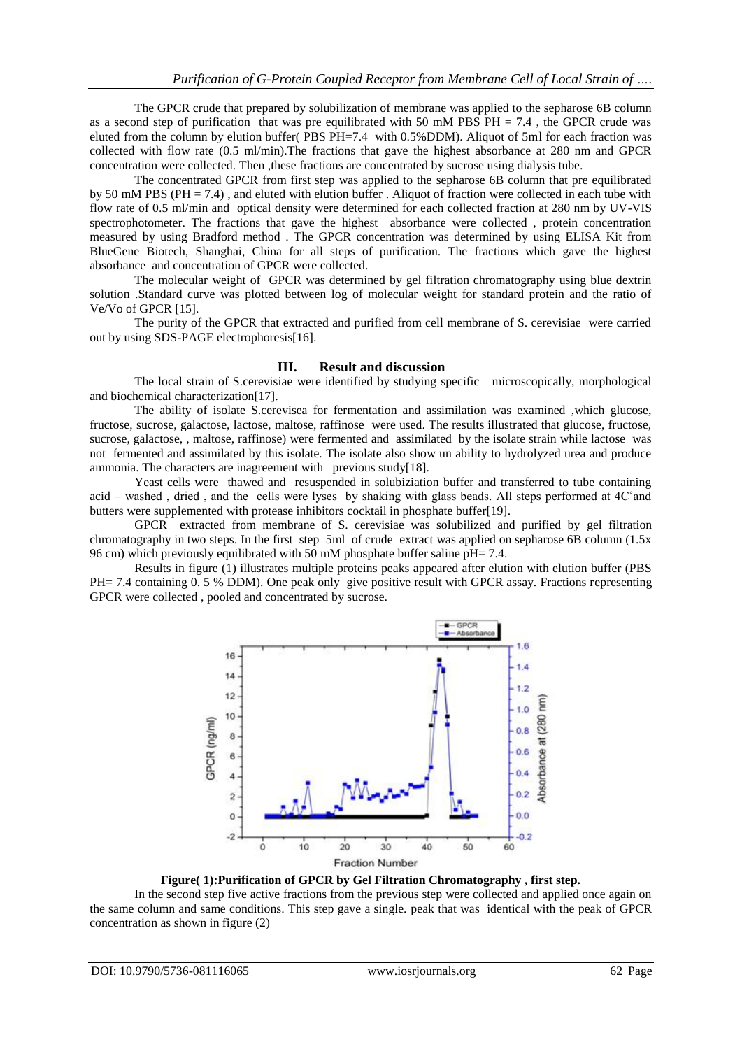The GPCR crude that prepared by solubilization of membrane was applied to the sepharose 6B column as a second step of purification that was pre equilibrated with 50 mM PBS PH = 7.4 , the GPCR crude was eluted from the column by elution buffer( PBS PH=7.4 with 0.5%DDM). Aliquot of 5ml for each fraction was collected with flow rate (0.5 ml/min).The fractions that gave the highest absorbance at 280 nm and GPCR concentration were collected. Then ,these fractions are concentrated by sucrose using dialysis tube.

The concentrated GPCR from first step was applied to the sepharose 6B column that pre equilibrated by 50 mM PBS (PH = 7.4) , and eluted with elution buffer . Aliquot of fraction were collected in each tube with flow rate of 0.5 ml/min and optical density were determined for each collected fraction at 280 nm by UV-VIS spectrophotometer. The fractions that gave the highest absorbance were collected , protein concentration measured by using Bradford method . The GPCR concentration was determined by using ELISA Kit from BlueGene Biotech, Shanghai, China for all steps of purification. The fractions which gave the highest absorbance and concentration of GPCR were collected.

The molecular weight of GPCR was determined by gel filtration chromatography using blue dextrin solution .Standard curve was plotted between log of molecular weight for standard protein and the ratio of Ve/Vo of GPCR [15].

The purity of the GPCR that extracted and purified from cell membrane of S. cerevisiae were carried out by using SDS-PAGE electrophoresis[16].

## III. Result and discussion

The local strain of S.cerevisiae were identified by studying specific microscopically, morphological and biochemical characterization[17].

The ability of isolate S.cerevisea for fermentation and assimilation was examined ,which glucose, fructose, sucrose, galactose, lactose, maltose, raffinose were used. The results illustrated that glucose, fructose, sucrose, galactose, , maltose, raffinose) were fermented and assimilated by the isolate strain while lactose was not fermented and assimilated by this isolate. The isolate also show un ability to hydrolyzed urea and produce ammonia. The characters are inagreement with previous study[18].

Yeast cells were thawed and resuspended in solubiziation buffer and transferred to tube containing acid – washed , dried , and the cells were lyses by shaking with glass beads. All steps performed at 4C˚and butters were supplemented with protease inhibitors cocktail in phosphate buffer[19].

GPCR extracted from membrane of S. cerevisiae was solubilized and purified by gel filtration chromatography in two steps. In the first step 5ml of crude extract was applied on sepharose 6B column (1.5x 96 cm) which previously equilibrated with 50 mM phosphate buffer saline pH= 7.4.

Results in figure (1) illustrates multiple proteins peaks appeared after elution with elution buffer (PBS PH= 7.4 containing 0. 5 % DDM). One peak only give positive result with GPCR assay. Fractions representing GPCR were collected , pooled and concentrated by sucrose.

**Figure( 1):Purification of GPCR by Gel Filtration Chromatography , first step.**

In the second step five active fractions from the previous step were collected and applied once again on the same column and same conditions. This step gave a single. peak that was identical with the peak of GPCR concentration as shown in figure (2)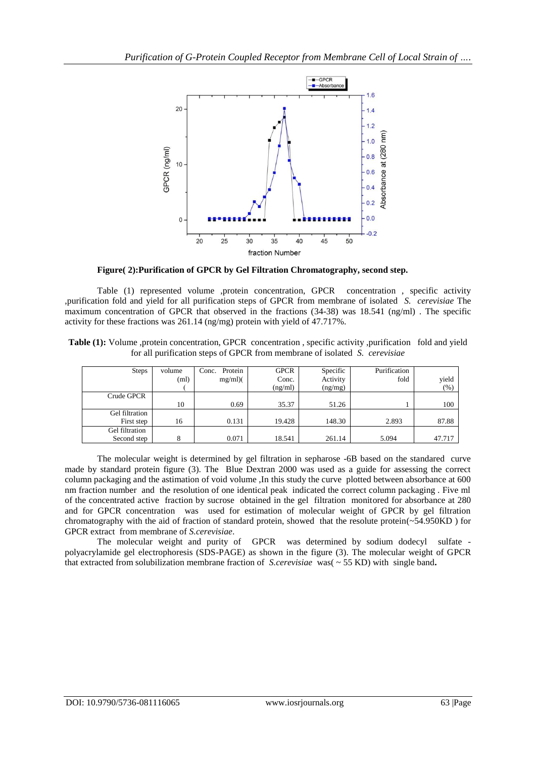**Figure( 2):Purification of GPCR by Gel Filtration Chromatography, second step.**

Table (1) represented volume ,protein concentration, GPCR concentration , specific activity ,purification fold and yield for all purification steps of GPCR from membrane of isolated *S. cerevisiae* The maximum concentration of GPCR that observed in the fractions (34-38) was 18.541 (ng/ml) . The specific activity for these fractions was 261.14 (ng/mg) protein with yield of 47.717%.

**Table (1):** Volume ,protein concentration, GPCR concentration , specific activity ,purification fold and yield for all purification steps of GPCR from membrane of isolated *S. cerevisiae*

| Steps | volume (ml) | Conc. Protein mg/ml)( | GPCR Conc. (ng/ml) | Specific Activity (ng/mg) | Purification fold | yield (%) |
|---|---|---|---|---|---|---|
| Crude GPCR | 10 | 0.69 | 35.37 | 51.26 | 1 | 100 |
| Gel filtration First step | 16 | 0.131 | 19.428 | 148.30 | 2.893 | 87.88 |
| Gel filtration Second step | 8 | 0.071 | 18.541 | 261.14 | 5.094 | 47.717 |

The molecular weight is determined by gel filtration in sepharose -6B based on the standared curve made by standard protein figure (3). The Blue Dextran 2000 was used as a guide for assessing the correct column packaging and the astimation of void volume ,In this study the curve plotted between absorbance at 600 nm fraction number and the resolution of one identical peak indicated the correct column packaging . Five ml of the concentrated active fraction by sucrose obtained in the gel filtration monitored for absorbance at 280 and for GPCR concentration was used for estimation of molecular weight of GPCR by gel filtration chromatography with the aid of fraction of standard protein, showed that the resolute protein(~54.950KD ) for GPCR extract from membrane of *S.cerevisiae*.

The molecular weight and purity of GPCR was determined by sodium dodecyl sulfate - polyacrylamide gel electrophoresis (SDS-PAGE) as shown in the figure (3). The molecular weight of GPCR that extracted from solubilization membrane fraction of *S.cerevisiae* was( ~ 55 KD) with single band**.**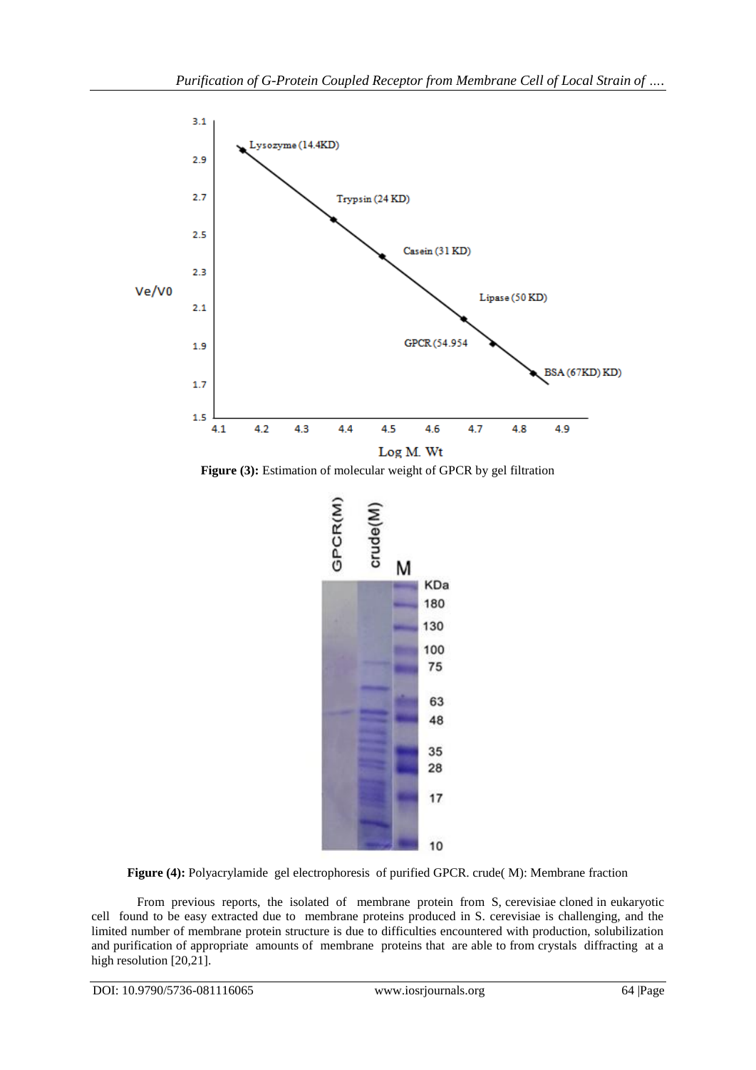**Figure (3):** Estimation of molecular weight of GPCR by gel filtration

**Figure (4):** Polyacrylamide gel electrophoresis of purified GPCR. crude( M): Membrane fraction

From previous reports, the isolated of membrane protein from S, cerevisiae cloned in eukaryotic cell found to be easy extracted due to membrane proteins produced in S. cerevisiae is challenging, and the limited number of membrane protein structure is due to difficulties encountered with production, solubilization and purification of appropriate amounts of membrane proteins that are able to from crystals diffracting at a high resolution [20,21].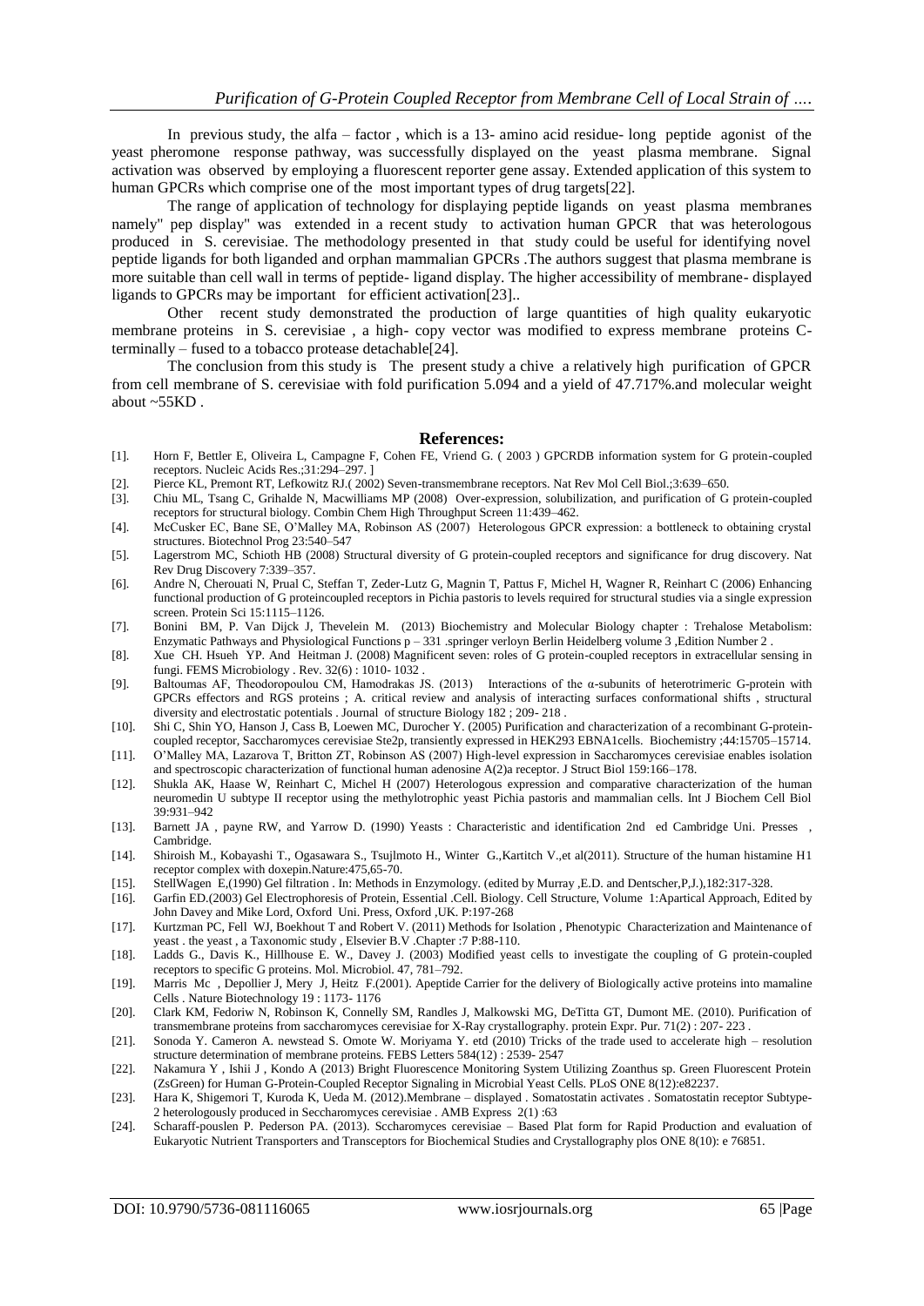In previous study, the alfa – factor , which is a 13- amino acid residue- long peptide agonist of the yeast pheromone response pathway, was successfully displayed on the yeast plasma membrane. Signal activation was observed by employing a fluorescent reporter gene assay. Extended application of this system to human GPCRs which comprise one of the most important types of drug targets[22].

The range of application of technology for displaying peptide ligands on yeast plasma membranes namely" pep display" was extended in a recent study to activation human GPCR that was heterologous produced in S. cerevisiae. The methodology presented in that study could be useful for identifying novel peptide ligands for both liganded and orphan mammalian GPCRs .The authors suggest that plasma membrane is more suitable than cell wall in terms of peptide- ligand display. The higher accessibility of membrane- displayed ligands to GPCRs may be important for efficient activation[23]..

Other recent study demonstrated the production of large quantities of high quality eukaryotic membrane proteins in S. cerevisiae , a high- copy vector was modified to express membrane proteins C-terminally – fused to a tobacco protease detachable[24].

The conclusion from this study is The present study a chive a relatively high purification of GPCR from cell membrane of S. cerevisiae with fold purification 5.094 and a yield of 47.717%.and molecular weight about ~55KD .

## References:

[1]. Horn F, Bettler E, Oliveira L, Campagne F, Cohen FE, Vriend G. ( 2003 ) GPCRDB information system for G protein-coupled receptors. Nucleic Acids Res.;31:294–297. ]

[2]. Pierce KL, Premont RT, Lefkowitz RJ.( 2002) Seven-transmembrane receptors. Nat Rev Mol Cell Biol.;3:639–650.

[3]. Chiu ML, Tsang C, Grihalde N, Macwilliams MP (2008) Over-expression, solubilization, and purification of G protein-coupled receptors for structural biology. Combin Chem High Throughput Screen 11:439–462.

[4]. McCusker EC, Bane SE, O'Malley MA, Robinson AS (2007) Heterologous GPCR expression: a bottleneck to obtaining crystal structures. Biotechnol Prog 23:540–547

[5]. Lagerstrom MC, Schioth HB (2008) Structural diversity of G protein-coupled receptors and significance for drug discovery. Nat Rev Drug Discovery 7:339–357.

[6]. Andre N, Cherouati N, Prual C, Steffan T, Zeder-Lutz G, Magnin T, Pattus F, Michel H, Wagner R, Reinhart C (2006) Enhancing functional production of G proteincoupled receptors in Pichia pastoris to levels required for structural studies via a single expression screen. Protein Sci 15:1115–1126.

[7]. Bonini BM, P. Van Dijck J, Thevelein M. (2013) Biochemistry and Molecular Biology chapter : Trehalose Metabolism: Enzymatic Pathways and Physiological Functions p – 331 .springer verloyn Berlin Heidelberg volume 3 ,Edition Number 2 .

[8]. Xue CH. Hsueh YP. And Heitman J. (2008) Magnificent seven: roles of G protein-coupled receptors in extracellular sensing in fungi. FEMS Microbiology . Rev. 32(6) : 1010- 1032 .

[9]. Baltoumas AF, Theodoropoulou CM, Hamodrakas JS. (2013) Interactions of the α-subunits of heterotrimeric G-protein with GPCRs effectors and RGS proteins ; A. critical review and analysis of interacting surfaces conformational shifts , structural diversity and electrostatic potentials . Journal of structure Biology 182 ; 209- 218 .

[10]. Shi C, Shin YO, Hanson J, Cass B, Loewen MC, Durocher Y. (2005) Purification and characterization of a recombinant G-protein-coupled receptor, Saccharomyces cerevisiae Ste2p, transiently expressed in HEK293 EBNA1cells. Biochemistry ;44:15705–15714.

[11]. O'Malley MA, Lazarova T, Britton ZT, Robinson AS (2007) High-level expression in Saccharomyces cerevisiae enables isolation and spectroscopic characterization of functional human adenosine A(2)a receptor. J Struct Biol 159:166–178.

[12]. Shukla AK, Haase W, Reinhart C, Michel H (2007) Heterologous expression and comparative characterization of the human neuromedin U subtype II receptor using the methylotrophic yeast Pichia pastoris and mammalian cells. Int J Biochem Cell Biol 39:931–942

[13]. Barnett JA , payne RW, and Yarrow D. (1990) Yeasts : Characteristic and identification 2nd ed Cambridge Uni. Presses , Cambridge.

[14]. Shiroish M., Kobayashi T., Ogasawara S., Tsujlmoto H., Winter G.,Kartitch V.,et al(2011). Structure of the human histamine H1 receptor complex with doxepin.Nature:475,65-70.

[15]. StellWagen E,(1990) Gel filtration . In: Methods in Enzymology. (edited by Murray ,E.D. and Dentscher,P,J.),182:317-328.

[16]. Garfin ED.(2003) Gel Electrophoresis of Protein, Essential .Cell. Biology. Cell Structure, Volume 1:Apartical Approach, Edited by John Davey and Mike Lord, Oxford Uni. Press, Oxford ,UK. P:197-268

[17]. Kurtzman PC, Fell WJ, Boekhout T and Robert V. (2011) Methods for Isolation , Phenotypic Characterization and Maintenance of yeast . the yeast , a Taxonomic study , Elsevier B.V .Chapter :7 P:88-110.

[18]. Ladds G., Davis K., Hillhouse E. W., Davey J. (2003) Modified yeast cells to investigate the coupling of G protein-coupled receptors to specific G proteins. Mol. Microbiol. 47, 781–792.

[19]. Marris Mc , Depollier J, Mery J, Heitz F.(2001). Apeptide Carrier for the delivery of Biologically active proteins into mamaline Cells . Nature Biotechnology 19 : 1173- 1176

[20]. Clark KM, Fedoriw N, Robinson K, Connelly SM, Randles J, Malkowski MG, DeTitta GT, Dumont ME. (2010). Purification of transmembrane proteins from saccharomyces cerevisiae for X-Ray crystallography. protein Expr. Pur. 71(2) : 207- 223 .

[21]. Sonoda Y. Cameron A. newstead S. Omote W. Moriyama Y. etd (2010) Tricks of the trade used to accelerate high – resolution structure determination of membrane proteins. FEBS Letters 584(12) : 2539- 2547

[22]. Nakamura Y , Ishii J , Kondo A (2013) Bright Fluorescence Monitoring System Utilizing Zoanthus sp. Green Fluorescent Protein (ZsGreen) for Human G-Protein-Coupled Receptor Signaling in Microbial Yeast Cells. PLoS ONE 8(12):e82237.

[23]. Hara K, Shigemori T, Kuroda K, Ueda M. (2012).Membrane – displayed . Somatostatin activates . Somatostatin receptor Subtype-2 heterologously produced in Seccharomyces cerevisiae . AMB Express 2(1) :63

[24]. Scharaff-pouslen P. Pederson PA. (2013). Sccharomyces cerevisiae – Based Plat form for Rapid Production and evaluation of Eukaryotic Nutrient Transporters and Transceptors for Biochemical Studies and Crystallography plos ONE 8(10): e 76851.